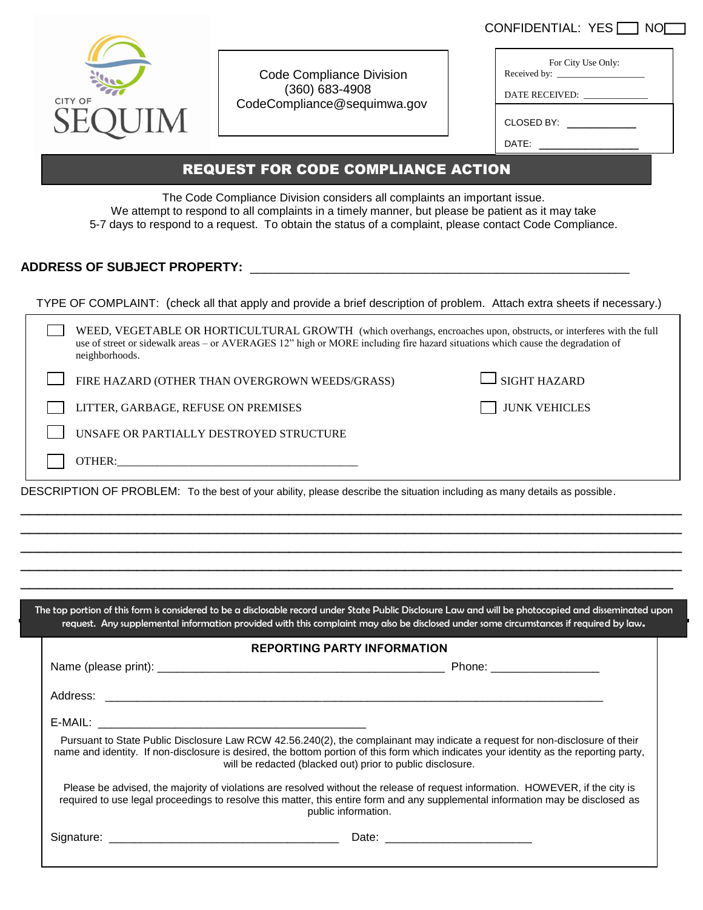CONFIDENTIAL: YES ☐ NO ☐

CITY OF SEQUIM

Code Compliance Division
(360) 683-4908
CodeCompliance@sequimwa.gov

For City Use Only:
Received by: ___________________
DATE RECEIVED: _____________
CLOSED BY: ____________
DATE: _________________

# REQUEST FOR CODE COMPLIANCE ACTION

The Code Compliance Division considers all complaints an important issue.
We attempt to respond to all complaints in a timely manner, but please be patient as it may take 5-7 days to respond to a request. To obtain the status of a complaint, please contact Code Compliance.

**ADDRESS OF SUBJECT PROPERTY:** _______________________________________________________

TYPE OF COMPLAINT: (check all that apply and provide a brief description of problem. Attach extra sheets if necessary.)

- ☐ WEED, VEGETABLE OR HORTICULTURAL GROWTH (which overhangs, encroaches upon, obstructs, or interferes with the full use of street or sidewalk areas – or AVERAGES 12" high or MORE including fire hazard situations which cause the degradation of neighborhoods.
- ☐ FIRE HAZARD (OTHER THAN OVERGROWN WEEDS/GRASS)
- ☐ SIGHT HAZARD
- ☐ LITTER, GARBAGE, REFUSE ON PREMISES
- ☐ JUNK VEHICLES
- ☐ UNSAFE OR PARTIALLY DESTROYED STRUCTURE
- ☐ OTHER:_________________________________________

DESCRIPTION OF PROBLEM: To the best of your ability, please describe the situation including as many details as possible.

_____________________________________________________________________________________
_____________________________________________________________________________________
_____________________________________________________________________________________
_____________________________________________________________________________________
_____________________________________________________________________________________

The top portion of this form is considered to be a disclosable record under State Public Disclosure Law and will be photocopied and disseminated upon request. Any supplemental information provided with this complaint may also be disclosed under some circumstances if required by law.

## REPORTING PARTY INFORMATION

Name (please print): _______________________________________________ Phone: _________________

Address: _____________________________________________________________________________

E-MAIL: ____________________________________________

Pursuant to State Public Disclosure Law RCW 42.56.240(2), the complainant may indicate a request for non-disclosure of their name and identity. If non-disclosure is desired, the bottom portion of this form which indicates your identity as the reporting party, will be redacted (blacked out) prior to public disclosure.

Please be advised, the majority of violations are resolved without the release of request information. HOWEVER, if the city is required to use legal proceedings to resolve this matter, this entire form and any supplemental information may be disclosed as public information.

Signature: _____________________________________ Date: _______________________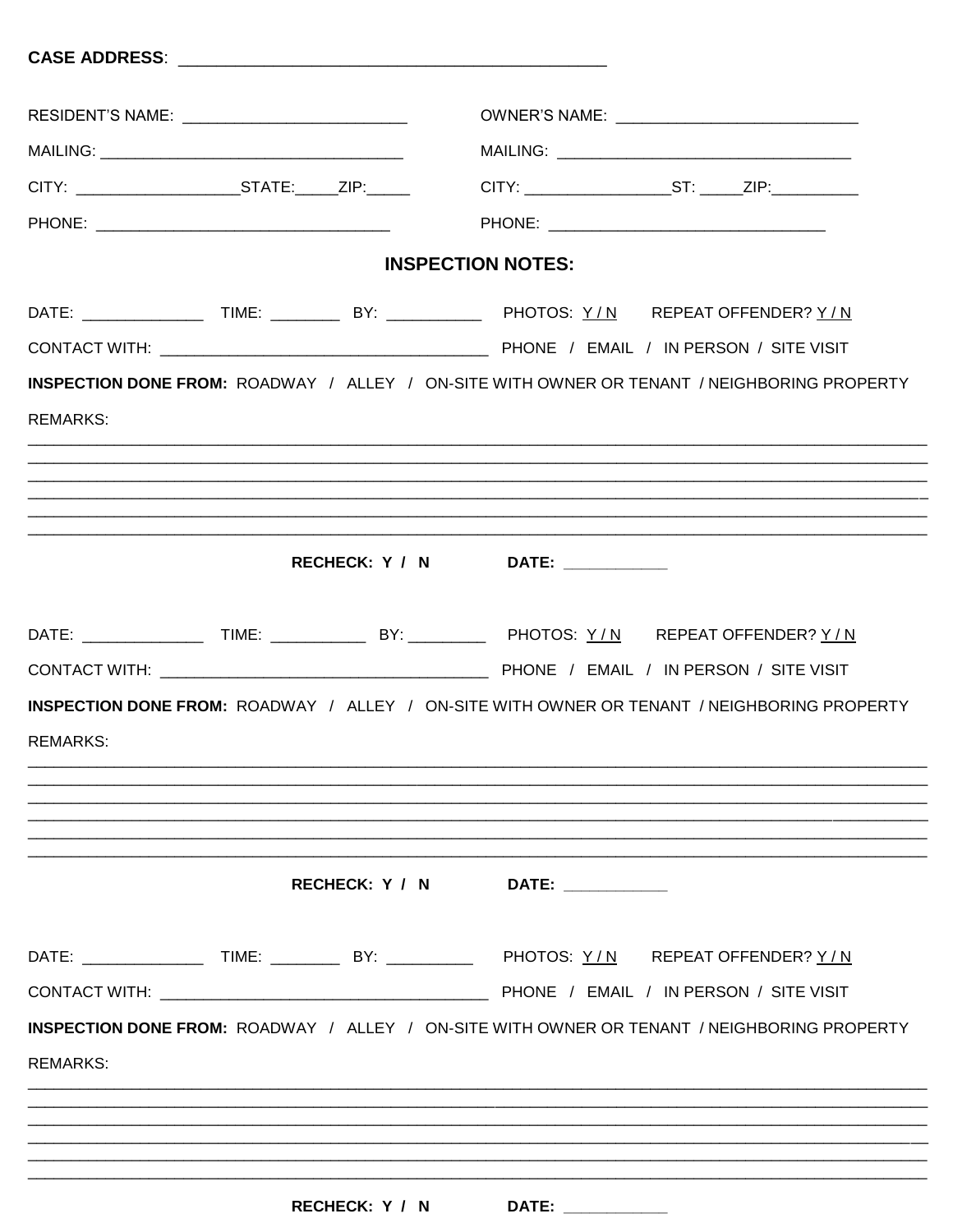**CASE ADDRESS**: _______________________________________________

RESIDENT'S NAME: _________________________

MAILING: __________________________________

CITY: __________________STATE:_____ZIP:_____

PHONE: _________________________________

OWNER'S NAME: __________________________

MAILING: _________________________________

CITY: ________________ST: _____ZIP:__________

PHONE: _______________________________

## INSPECTION NOTES:

DATE: _____________ TIME: ________ BY: ___________ PHOTOS: Y / N REPEAT OFFENDER? Y / N

CONTACT WITH: ____________________________________ PHONE / EMAIL / IN PERSON / SITE VISIT

**INSPECTION DONE FROM:** ROADWAY / ALLEY / ON-SITE WITH OWNER OR TENANT / NEIGHBORING PROPERTY

REMARKS:

_______________________________________________________________________________________________
_______________________________________________________________________________________________
_______________________________________________________________________________________________
_______________________________________________________________________________________________
_______________________________________________________________________________________________
_______________________________________________________________________________________________

**RECHECK: Y / N** **DATE:** ___________

DATE: _____________ TIME: ___________ BY: _________ PHOTOS: Y / N REPEAT OFFENDER? Y / N

CONTACT WITH: ____________________________________ PHONE / EMAIL / IN PERSON / SITE VISIT

**INSPECTION DONE FROM:** ROADWAY / ALLEY / ON-SITE WITH OWNER OR TENANT / NEIGHBORING PROPERTY

REMARKS:

_______________________________________________________________________________________________
_______________________________________________________________________________________________
_______________________________________________________________________________________________
_______________________________________________________________________________________________
_______________________________________________________________________________________________
_______________________________________________________________________________________________

**RECHECK: Y / N** **DATE:** ___________

DATE: _____________ TIME: ________ BY: _________ PHOTOS: Y / N REPEAT OFFENDER? Y / N

CONTACT WITH: ____________________________________ PHONE / EMAIL / IN PERSON / SITE VISIT

**INSPECTION DONE FROM:** ROADWAY / ALLEY / ON-SITE WITH OWNER OR TENANT / NEIGHBORING PROPERTY

REMARKS:

_______________________________________________________________________________________________
_______________________________________________________________________________________________
_______________________________________________________________________________________________
_______________________________________________________________________________________________
_______________________________________________________________________________________________
_______________________________________________________________________________________________

**RECHECK: Y / N** **DATE:** ___________